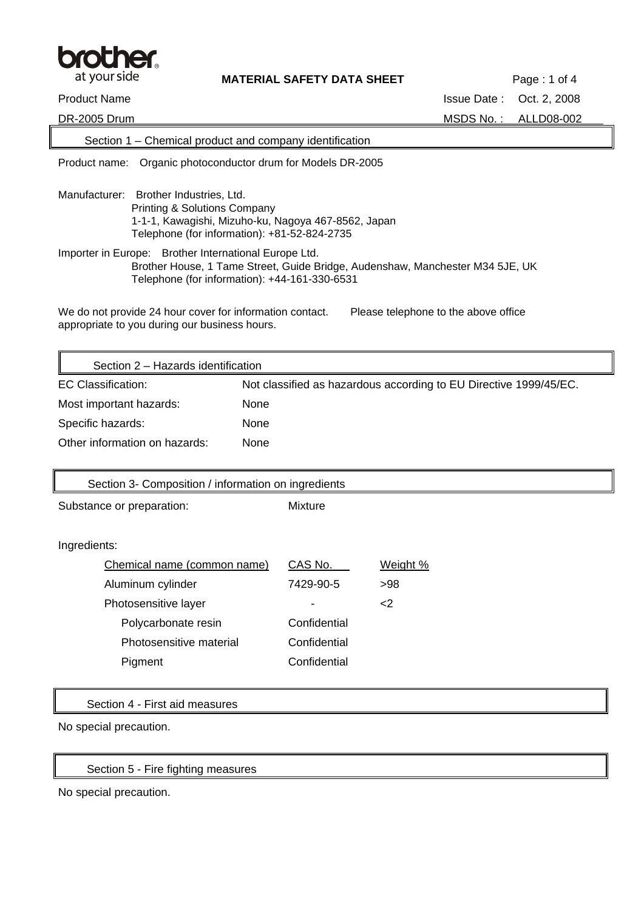brother
at your side

**MATERIAL SAFETY DATA SHEET**

Product Name: DR-2005 Drum

Issue Date : Oct. 2, 2008

MSDS No. : ALLD08-002

## Section 1 – Chemical product and company identification

Product name: Organic photoconductor drum for Models DR-2005

Manufacturer: Brother Industries, Ltd.
Printing & Solutions Company
1-1-1, Kawagishi, Mizuho-ku, Nagoya 467-8562, Japan
Telephone (for information): +81-52-824-2735

Importer in Europe: Brother International Europe Ltd.
Brother House, 1 Tame Street, Guide Bridge, Audenshaw, Manchester M34 5JE, UK
Telephone (for information): +44-161-330-6531

We do not provide 24 hour cover for information contact. Please telephone to the above office appropriate to you during our business hours.

## Section 2 – Hazards identification

| | |
|---|---|
| EC Classification: | Not classified as hazardous according to EU Directive 1999/45/EC. |
| Most important hazards: | None |
| Specific hazards: | None |
| Other information on hazards: | None |

## Section 3- Composition / information on ingredients

Substance or preparation: Mixture

Ingredients:

| Chemical name (common name) | CAS No. | Weight % |
|---|---|---|
| Aluminum cylinder | 7429-90-5 | >98 |
| Photosensitive layer | - | <2 |
| Polycarbonate resin | Confidential | |
| Photosensitive material | Confidential | |
| Pigment | Confidential | |

## Section 4 - First aid measures

No special precaution.

## Section 5 - Fire fighting measures

No special precaution.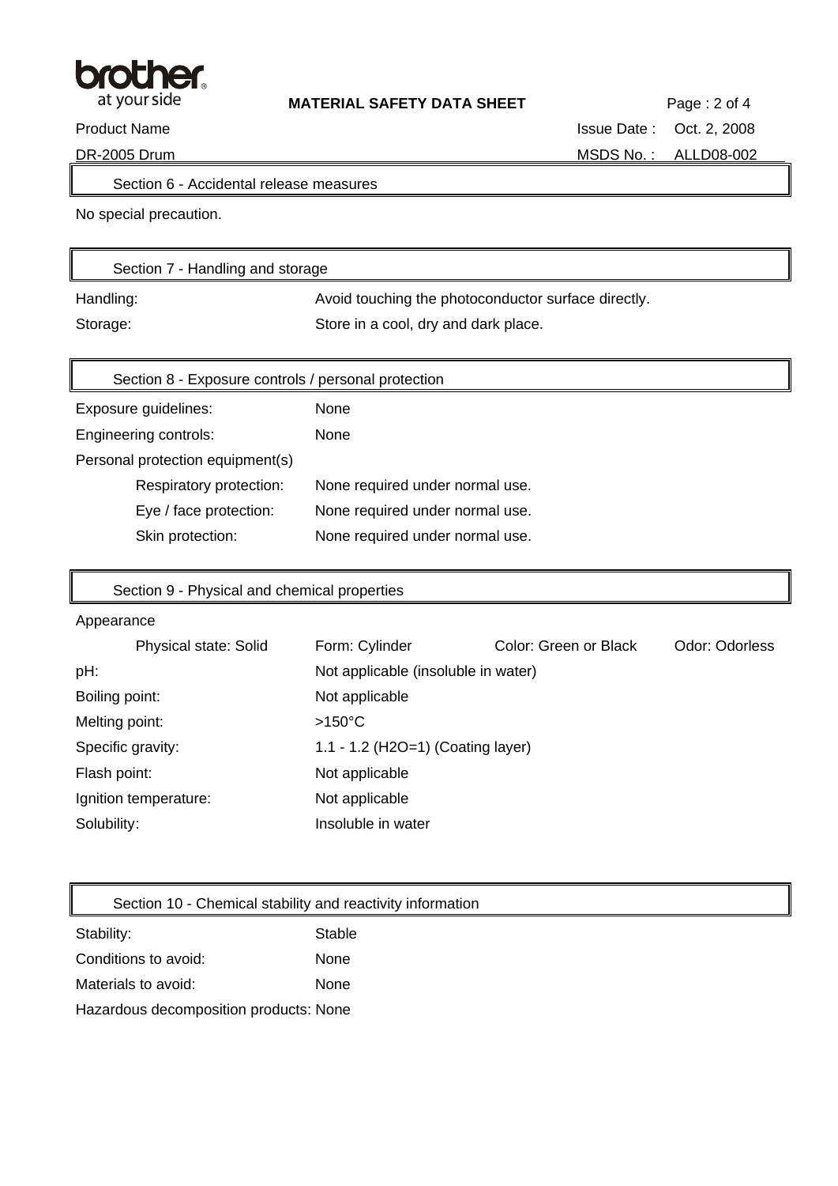## Section 6 - Accidental release measures

No special precaution.

## Section 7 - Handling and storage

| | |
|---|---|
| Handling: | Avoid touching the photoconductor surface directly. |
| Storage: | Store in a cool, dry and dark place. |

## Section 8 - Exposure controls / personal protection

| | |
|---|---|
| Exposure guidelines: | None |
| Engineering controls: | None |
| Personal protection equipment(s) | |
| Respiratory protection: | None required under normal use. |
| Eye / face protection: | None required under normal use. |
| Skin protection: | None required under normal use. |

## Section 9 - Physical and chemical properties

Appearance

| | | | |
|---|---|---|---|
| Physical state: Solid | Form: Cylinder | Color: Green or Black | Odor: Odorless |

| | |
|---|---|
| pH: | Not applicable (insoluble in water) |
| Boiling point: | Not applicable |
| Melting point: | >150°C |
| Specific gravity: | 1.1 - 1.2 ($H_2O$=1) (Coating layer) |
| Flash point: | Not applicable |
| Ignition temperature: | Not applicable |
| Solubility: | Insoluble in water |

## Section 10 - Chemical stability and reactivity information

| | |
|---|---|
| Stability: | Stable |
| Conditions to avoid: | None |
| Materials to avoid: | None |
| Hazardous decomposition products: | None |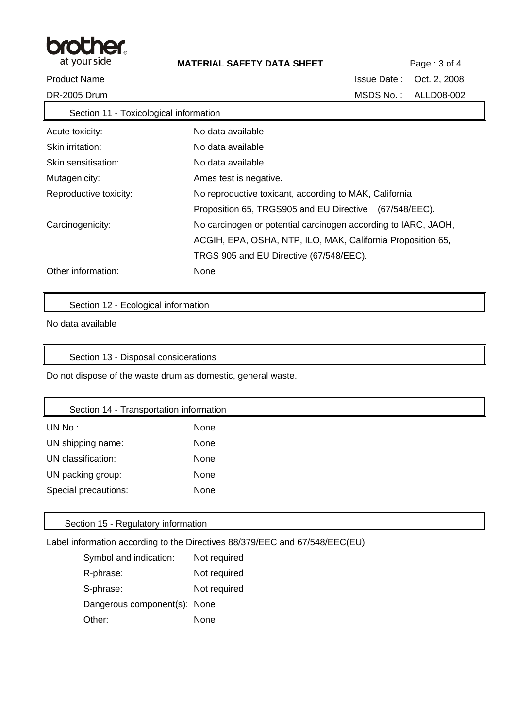## Section 11 - Toxicological information

| | |
|---|---|
| Acute toxicity: | No data available |
| Skin irritation: | No data available |
| Skin sensitisation: | No data available |
| Mutagenicity: | Ames test is negative. |
| Reproductive toxicity: | No reproductive toxicant, according to MAK, California Proposition 65, TRGS905 and EU Directive (67/548/EEC). |
| Carcinogenicity: | No carcinogen or potential carcinogen according to IARC, JAOH, ACGIH, EPA, OSHA, NTP, ILO, MAK, California Proposition 65, TRGS 905 and EU Directive (67/548/EEC). |
| Other information: | None |

## Section 12 - Ecological information

No data available

## Section 13 - Disposal considerations

Do not dispose of the waste drum as domestic, general waste.

## Section 14 - Transportation information

| | |
|---|---|
| UN No.: | None |
| UN shipping name: | None |
| UN classification: | None |
| UN packing group: | None |
| Special precautions: | None |

## Section 15 - Regulatory information

Label information according to the Directives 88/379/EEC and 67/548/EEC(EU)

| | |
|---|---|
| Symbol and indication: | Not required |
| R-phrase: | Not required |
| S-phrase: | Not required |
| Dangerous component(s): | None |
| Other: | None |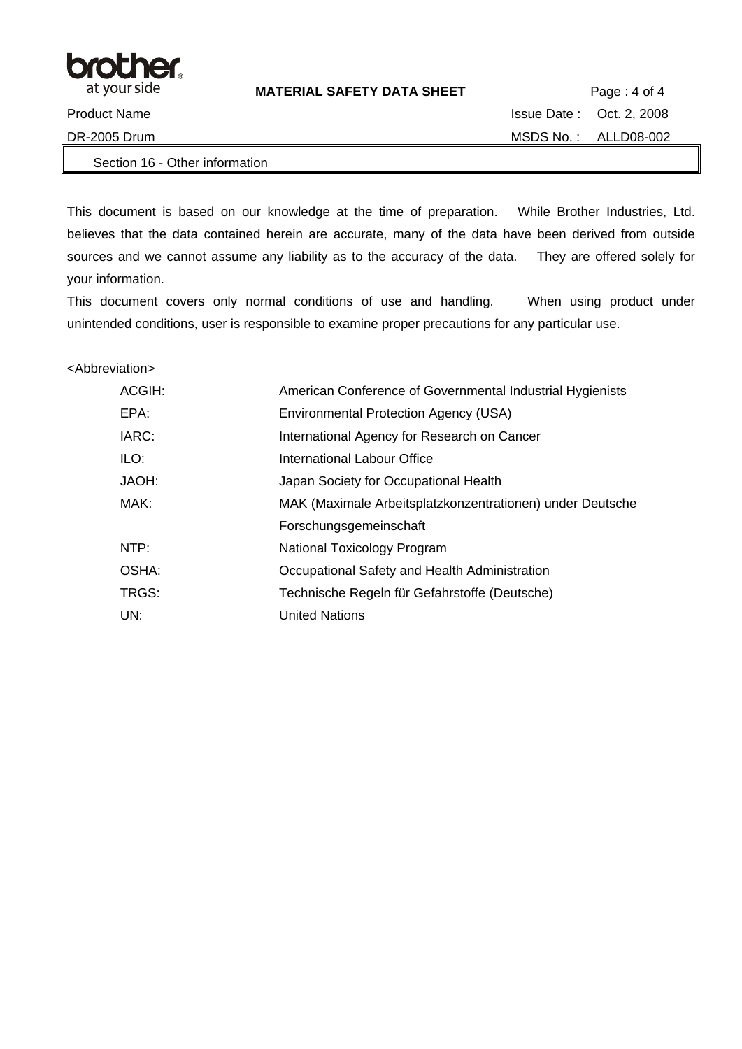## Section 16 - Other information

This document is based on our knowledge at the time of preparation. While Brother Industries, Ltd. believes that the data contained herein are accurate, many of the data have been derived from outside sources and we cannot assume any liability as to the accuracy of the data. They are offered solely for your information.

This document covers only normal conditions of use and handling. When using product under unintended conditions, user is responsible to examine proper precautions for any particular use.

<Abbreviation>

| | |
|---|---|
| ACGIH: | American Conference of Governmental Industrial Hygienists |
| EPA: | Environmental Protection Agency (USA) |
| IARC: | International Agency for Research on Cancer |
| ILO: | International Labour Office |
| JAOH: | Japan Society for Occupational Health |
| MAK: | MAK (Maximale Arbeitsplatzkonzentrationen) under Deutsche Forschungsgemeinschaft |
| NTP: | National Toxicology Program |
| OSHA: | Occupational Safety and Health Administration |
| TRGS: | Technische Regeln für Gefahrstoffe (Deutsche) |
| UN: | United Nations |